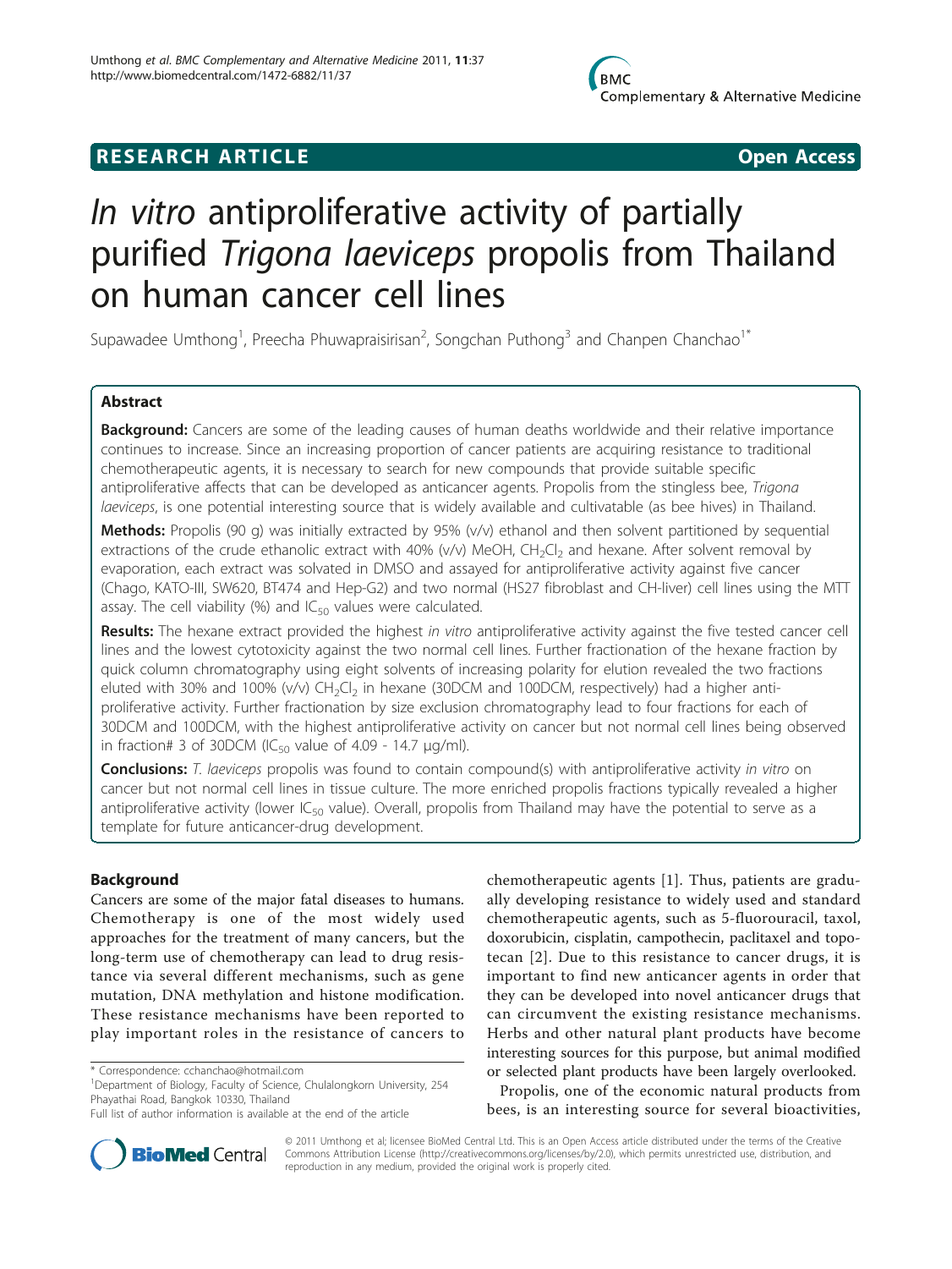# RESEARCH ARTICLE

**Open Access**

# *In vitro* antiproliferative activity of partially purified *Trigona laeviceps* propolis from Thailand on human cancer cell lines

Supawadee Umthong[1], Preecha Phuwapraisirisan[2], Songchan Puthong[3] and Chanpen Chanchao[1*]

## Abstract

**Background:** Cancers are some of the leading causes of human deaths worldwide and their relative importance continues to increase. Since an increasing proportion of cancer patients are acquiring resistance to traditional chemotherapeutic agents, it is necessary to search for new compounds that provide suitable specific antiproliferative affects that can be developed as anticancer agents. Propolis from the stingless bee, *Trigona laeviceps*, is one potential interesting source that is widely available and cultivatable (as bee hives) in Thailand.

**Methods:** Propolis (90 g) was initially extracted by 95% (v/v) ethanol and then solvent partitioned by sequential extractions of the crude ethanolic extract with 40% (v/v) MeOH, $CH_2Cl_2$ and hexane. After solvent removal by evaporation, each extract was solvated in DMSO and assayed for antiproliferative activity against five cancer (Chago, KATO-III, SW620, BT474 and Hep-G2) and two normal (HS27 fibroblast and CH-liver) cell lines using the MTT assay. The cell viability (%) and $IC_{50}$ values were calculated.

**Results:** The hexane extract provided the highest *in vitro* antiproliferative activity against the five tested cancer cell lines and the lowest cytotoxicity against the two normal cell lines. Further fractionation of the hexane fraction by quick column chromatography using eight solvents of increasing polarity for elution revealed the two fractions eluted with 30% and 100% (v/v) $CH_2Cl_2$ in hexane (30DCM and 100DCM, respectively) had a higher anti-proliferative activity. Further fractionation by size exclusion chromatography lead to four fractions for each of 30DCM and 100DCM, with the highest antiproliferative activity on cancer but not normal cell lines being observed in fraction# 3 of 30DCM ($IC_{50}$ value of 4.09 - 14.7 μg/ml).

**Conclusions:** *T. laeviceps* propolis was found to contain compound(s) with antiproliferative activity *in vitro* on cancer but not normal cell lines in tissue culture. The more enriched propolis fractions typically revealed a higher antiproliferative activity (lower $IC_{50}$ value). Overall, propolis from Thailand may have the potential to serve as a template for future anticancer-drug development.

## Background

Cancers are some of the major fatal diseases to humans. Chemotherapy is one of the most widely used approaches for the treatment of many cancers, but the long-term use of chemotherapy can lead to drug resistance via several different mechanisms, such as gene mutation, DNA methylation and histone modification. These resistance mechanisms have been reported to play important roles in the resistance of cancers to chemotherapeutic agents [1]. Thus, patients are gradually developing resistance to widely used and standard chemotherapeutic agents, such as 5-fluorouracil, taxol, doxorubicin, cisplatin, campothecin, paclitaxel and topotecan [2]. Due to this resistance to cancer drugs, it is important to find new anticancer agents in order that they can be developed into novel anticancer drugs that can circumvent the existing resistance mechanisms. Herbs and other natural plant products have become interesting sources for this purpose, but animal modified or selected plant products have been largely overlooked.

Propolis, one of the economic natural products from bees, is an interesting source for several bioactivities,

\* Correspondence: cchanchao@hotmail.com
[1]Department of Biology, Faculty of Science, Chulalongkorn University, 254 Phayathai Road, Bangkok 10330, Thailand
Full list of author information is available at the end of the article

© 2011 Umthong et al; licensee BioMed Central Ltd. This is an Open Access article distributed under the terms of the Creative Commons Attribution License (http://creativecommons.org/licenses/by/2.0), which permits unrestricted use, distribution, and reproduction in any medium, provided the original work is properly cited.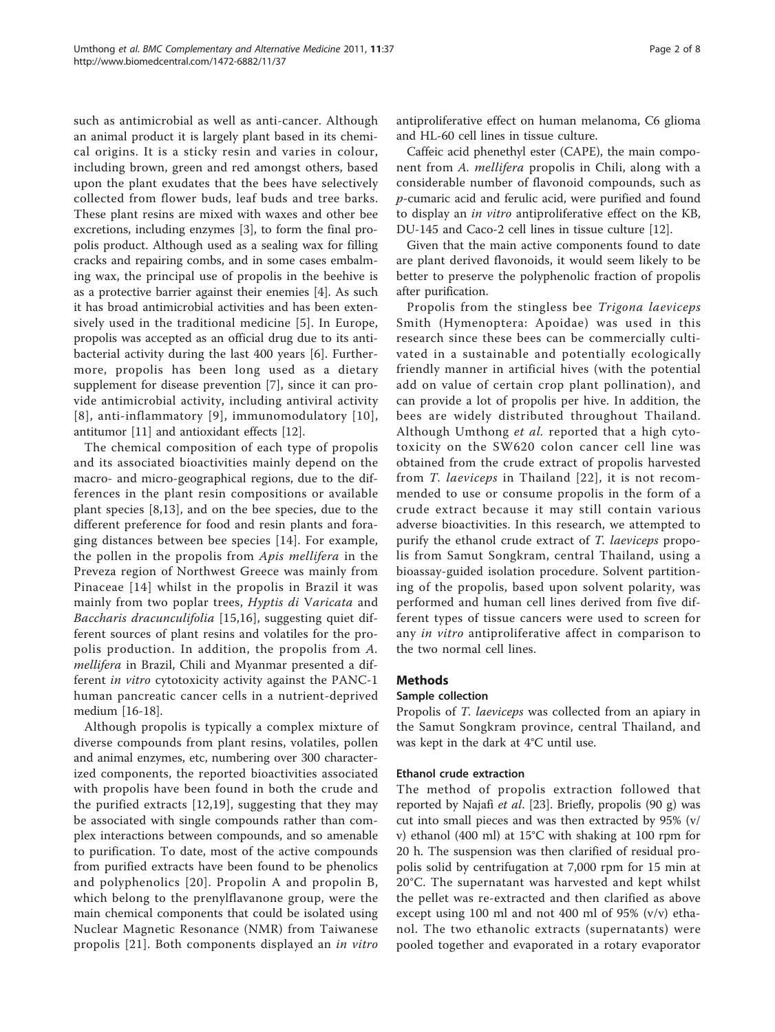such as antimicrobial as well as anti-cancer. Although an animal product it is largely plant based in its chemical origins. It is a sticky resin and varies in colour, including brown, green and red amongst others, based upon the plant exudates that the bees have selectively collected from flower buds, leaf buds and tree barks. These plant resins are mixed with waxes and other bee excretions, including enzymes [3], to form the final propolis product. Although used as a sealing wax for filling cracks and repairing combs, and in some cases embalming wax, the principal use of propolis in the beehive is as a protective barrier against their enemies [4]. As such it has broad antimicrobial activities and has been extensively used in the traditional medicine [5]. In Europe, propolis was accepted as an official drug due to its antibacterial activity during the last 400 years [6]. Furthermore, propolis has been long used as a dietary supplement for disease prevention [7], since it can provide antimicrobial activity, including antiviral activity [8], anti-inflammatory [9], immunomodulatory [10], antitumor [11] and antioxidant effects [12].

The chemical composition of each type of propolis and its associated bioactivities mainly depend on the macro- and micro-geographical regions, due to the differences in the plant resin compositions or available plant species [8,13], and on the bee species, due to the different preference for food and resin plants and foraging distances between bee species [14]. For example, the pollen in the propolis from *Apis mellifera* in the Preveza region of Northwest Greece was mainly from Pinaceae [14] whilst in the propolis in Brazil it was mainly from two poplar trees, *Hyptis di Varicata* and *Baccharis dracunculifolia* [15,16], suggesting quiet different sources of plant resins and volatiles for the propolis production. In addition, the propolis from *A. mellifera* in Brazil, Chili and Myanmar presented a different *in vitro* cytotoxicity activity against the PANC-1 human pancreatic cancer cells in a nutrient-deprived medium [16-18].

Although propolis is typically a complex mixture of diverse compounds from plant resins, volatiles, pollen and animal enzymes, etc, numbering over 300 characterized components, the reported bioactivities associated with propolis have been found in both the crude and the purified extracts [12,19], suggesting that they may be associated with single compounds rather than complex interactions between compounds, and so amenable to purification. To date, most of the active compounds from purified extracts have been found to be phenolics and polyphenolics [20]. Propolin A and propolin B, which belong to the prenylflavanone group, were the main chemical components that could be isolated using Nuclear Magnetic Resonance (NMR) from Taiwanese propolis [21]. Both components displayed an *in vitro* antiproliferative effect on human melanoma, C6 glioma and HL-60 cell lines in tissue culture.

Caffeic acid phenethyl ester (CAPE), the main component from *A. mellifera* propolis in Chili, along with a considerable number of flavonoid compounds, such as *p*-cumaric acid and ferulic acid, were purified and found to display an *in vitro* antiproliferative effect on the KB, DU-145 and Caco-2 cell lines in tissue culture [12].

Given that the main active components found to date are plant derived flavonoids, it would seem likely to be better to preserve the polyphenolic fraction of propolis after purification.

Propolis from the stingless bee *Trigona laeviceps* Smith (Hymenoptera: Apoidae) was used in this research since these bees can be commercially cultivated in a sustainable and potentially ecologically friendly manner in artificial hives (with the potential add on value of certain crop plant pollination), and can provide a lot of propolis per hive. In addition, the bees are widely distributed throughout Thailand. Although Umthong *et al.* reported that a high cytotoxicity on the SW620 colon cancer cell line was obtained from the crude extract of propolis harvested from *T. laeviceps* in Thailand [22], it is not recommended to use or consume propolis in the form of a crude extract because it may still contain various adverse bioactivities. In this research, we attempted to purify the ethanol crude extract of *T. laeviceps* propolis from Samut Songkram, central Thailand, using a bioassay-guided isolation procedure. Solvent partitioning of the propolis, based upon solvent polarity, was performed and human cell lines derived from five different types of tissue cancers were used to screen for any *in vitro* antiproliferative affect in comparison to the two normal cell lines.

## Methods

### Sample collection

Propolis of *T. laeviceps* was collected from an apiary in the Samut Songkram province, central Thailand, and was kept in the dark at 4°C until use.

### Ethanol crude extraction

The method of propolis extraction followed that reported by Najafi *et al.* [23]. Briefly, propolis (90 g) was cut into small pieces and was then extracted by 95% (v/v) ethanol (400 ml) at 15°C with shaking at 100 rpm for 20 h. The suspension was then clarified of residual propolis solid by centrifugation at 7,000 rpm for 15 min at 20°C. The supernatant was harvested and kept whilst the pellet was re-extracted and then clarified as above except using 100 ml and not 400 ml of 95% (v/v) ethanol. The two ethanolic extracts (supernatants) were pooled together and evaporated in a rotary evaporator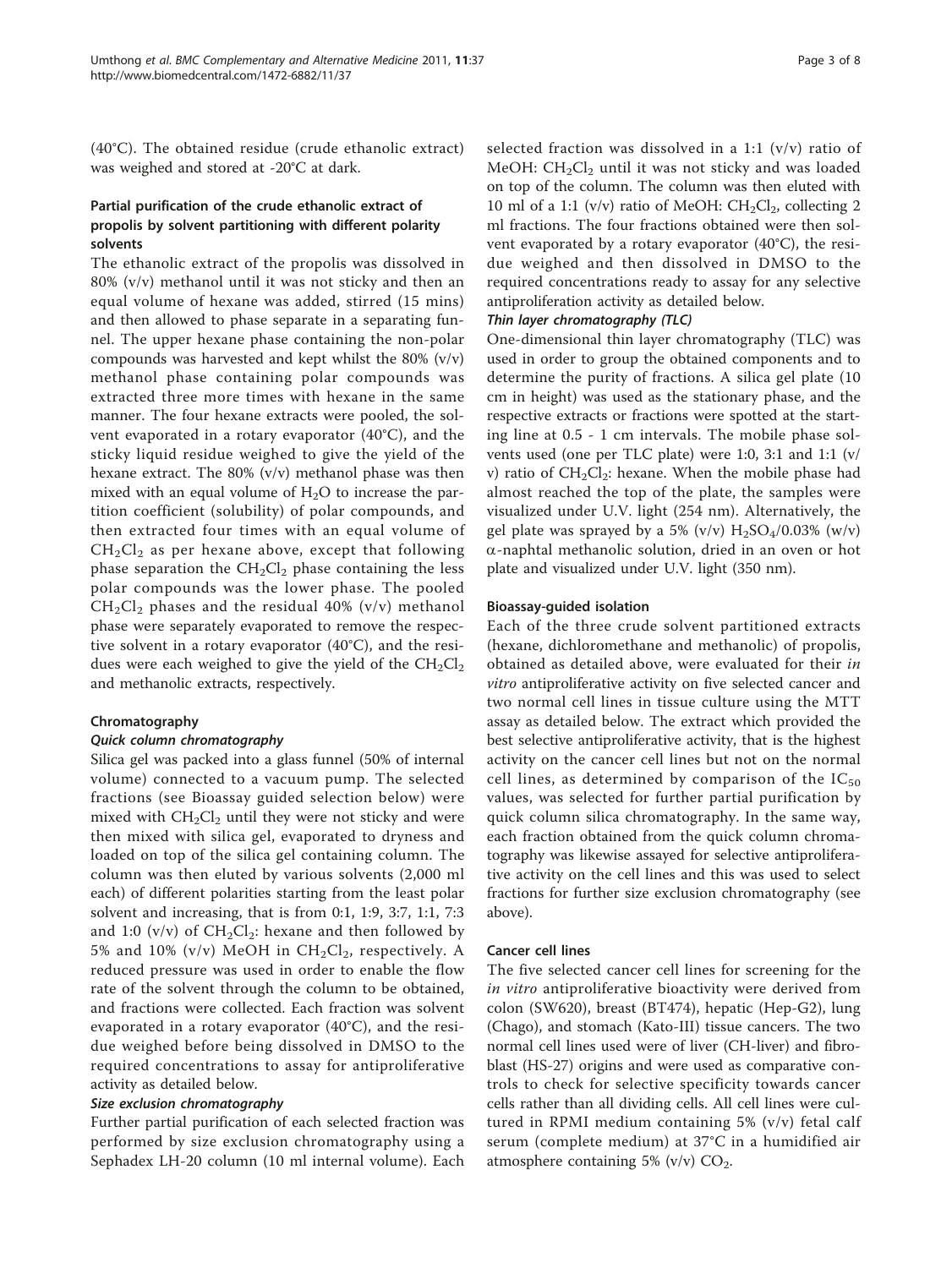(40°C). The obtained residue (crude ethanolic extract) was weighed and stored at -20°C at dark.

### Partial purification of the crude ethanolic extract of propolis by solvent partitioning with different polarity solvents

The ethanolic extract of the propolis was dissolved in 80% (v/v) methanol until it was not sticky and then an equal volume of hexane was added, stirred (15 mins) and then allowed to phase separate in a separating funnel. The upper hexane phase containing the non-polar compounds was harvested and kept whilst the 80% (v/v) methanol phase containing polar compounds was extracted three more times with hexane in the same manner. The four hexane extracts were pooled, the solvent evaporated in a rotary evaporator (40°C), and the sticky liquid residue weighed to give the yield of the hexane extract. The 80% (v/v) methanol phase was then mixed with an equal volume of $H_2O$ to increase the partition coefficient (solubility) of polar compounds, and then extracted four times with an equal volume of $CH_2Cl_2$ as per hexane above, except that following phase separation the $CH_2Cl_2$ phase containing the less polar compounds was the lower phase. The pooled $CH_2Cl_2$ phases and the residual 40% (v/v) methanol phase were separately evaporated to remove the respective solvent in a rotary evaporator (40°C), and the residues were each weighed to give the yield of the $CH_2Cl_2$ and methanolic extracts, respectively.

### Chromatography

#### *Quick column chromatography*

Silica gel was packed into a glass funnel (50% of internal volume) connected to a vacuum pump. The selected fractions (see Bioassay guided selection below) were mixed with $CH_2Cl_2$ until they were not sticky and were then mixed with silica gel, evaporated to dryness and loaded on top of the silica gel containing column. The column was then eluted by various solvents (2,000 ml each) of different polarities starting from the least polar solvent and increasing, that is from 0:1, 1:9, 3:7, 1:1, 7:3 and 1:0 (v/v) of $CH_2Cl_2$: hexane and then followed by 5% and 10% (v/v) MeOH in $CH_2Cl_2$, respectively. A reduced pressure was used in order to enable the flow rate of the solvent through the column to be obtained, and fractions were collected. Each fraction was solvent evaporated in a rotary evaporator (40°C), and the residue weighed before being dissolved in DMSO to the required concentrations to assay for antiproliferative activity as detailed below.

#### *Size exclusion chromatography*

Further partial purification of each selected fraction was performed by size exclusion chromatography using a Sephadex LH-20 column (10 ml internal volume). Each selected fraction was dissolved in a 1:1 (v/v) ratio of MeOH: $CH_2Cl_2$ until it was not sticky and was loaded on top of the column. The column was then eluted with 10 ml of a 1:1 (v/v) ratio of MeOH: $CH_2Cl_2$, collecting 2 ml fractions. The four fractions obtained were then solvent evaporated by a rotary evaporator (40°C), the residue weighed and then dissolved in DMSO to the required concentrations ready to assay for any selective antiproliferation activity as detailed below.

#### *Thin layer chromatography (TLC)*

One-dimensional thin layer chromatography (TLC) was used in order to group the obtained components and to determine the purity of fractions. A silica gel plate (10 cm in height) was used as the stationary phase, and the respective extracts or fractions were spotted at the starting line at 0.5 - 1 cm intervals. The mobile phase solvents used (one per TLC plate) were 1:0, 3:1 and 1:1 (v/v) ratio of $CH_2Cl_2$: hexane. When the mobile phase had almost reached the top of the plate, the samples were visualized under U.V. light (254 nm). Alternatively, the gel plate was sprayed by a 5% (v/v) $H_2SO_4$/0.03% (w/v) $\alpha$-naphtal methanolic solution, dried in an oven or hot plate and visualized under U.V. light (350 nm).

### Bioassay-guided isolation

Each of the three crude solvent partitioned extracts (hexane, dichloromethane and methanolic) of propolis, obtained as detailed above, were evaluated for their *in vitro* antiproliferative activity on five selected cancer and two normal cell lines in tissue culture using the MTT assay as detailed below. The extract which provided the best selective antiproliferative activity, that is the highest activity on the cancer cell lines but not on the normal cell lines, as determined by comparison of the $IC_{50}$ values, was selected for further partial purification by quick column silica chromatography. In the same way, each fraction obtained from the quick column chromatography was likewise assayed for selective antiproliferative activity on the cell lines and this was used to select fractions for further size exclusion chromatography (see above).

### Cancer cell lines

The five selected cancer cell lines for screening for the *in vitro* antiproliferative bioactivity were derived from colon (SW620), breast (BT474), hepatic (Hep-G2), lung (Chago), and stomach (Kato-III) tissue cancers. The two normal cell lines used were of liver (CH-liver) and fibroblast (HS-27) origins and were used as comparative controls to check for selective specificity towards cancer cells rather than all dividing cells. All cell lines were cultured in RPMI medium containing 5% (v/v) fetal calf serum (complete medium) at 37°C in a humidified air atmosphere containing 5% (v/v) $CO_2$.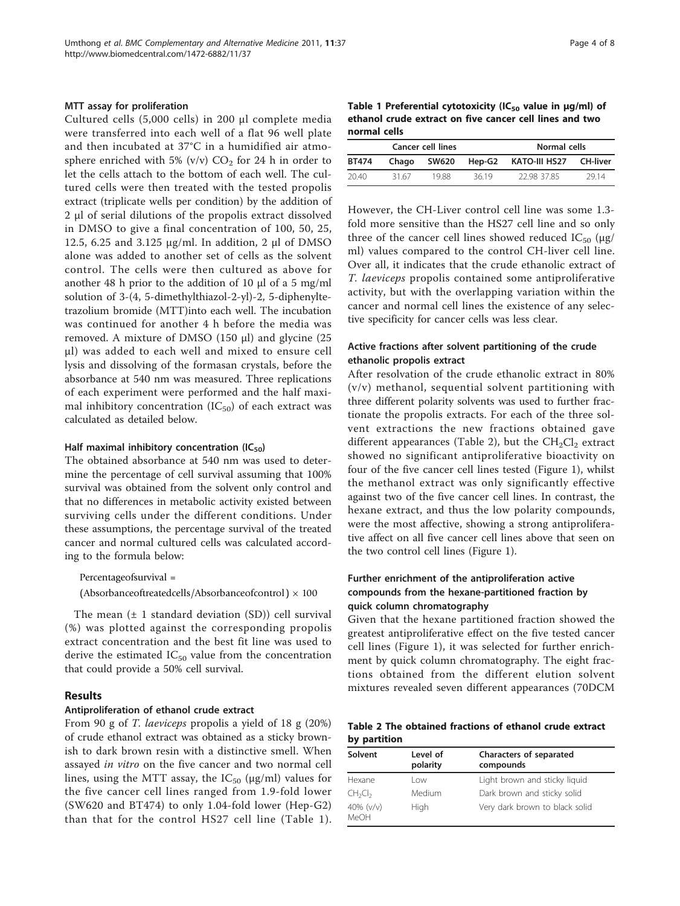#### MTT assay for proliferation

Cultured cells (5,000 cells) in 200 μl complete media were transferred into each well of a flat 96 well plate and then incubated at 37°C in a humidified air atmosphere enriched with 5% (v/v) $CO_2$ for 24 h in order to let the cells attach to the bottom of each well. The cultured cells were then treated with the tested propolis extract (triplicate wells per condition) by the addition of 2 μl of serial dilutions of the propolis extract dissolved in DMSO to give a final concentration of 100, 50, 25, 12.5, 6.25 and 3.125 μg/ml. In addition, 2 μl of DMSO alone was added to another set of cells as the solvent control. The cells were then cultured as above for another 48 h prior to the addition of 10 μl of a 5 mg/ml solution of 3-(4, 5-dimethylthiazol-2-yl)-2, 5-diphenyltetrazolium bromide (MTT)into each well. The incubation was continued for another 4 h before the media was removed. A mixture of DMSO (150 μl) and glycine (25 μl) was added to each well and mixed to ensure cell lysis and dissolving of the formasan crystals, before the absorbance at 540 nm was measured. Three replications of each experiment were performed and the half maximal inhibitory concentration ($IC_{50}$) of each extract was calculated as detailed below.

#### Half maximal inhibitory concentration ($IC_{50}$)

The obtained absorbance at 540 nm was used to determine the percentage of cell survival assuming that 100% survival was obtained from the solvent only control and that no differences in metabolic activity existed between surviving cells under the different conditions. Under these assumptions, the percentage survival of the treated cancer and normal cultured cells was calculated according to the formula below:

$$\text{Percentageofsurvival} = (\text{Absorbanceoftreatedcells}/\text{Absorbanceofcontrol}) \times 100$$

The mean (± 1 standard deviation (SD)) cell survival (%) was plotted against the corresponding propolis extract concentration and the best fit line was used to derive the estimated $IC_{50}$ value from the concentration that could provide a 50% cell survival.

## Results

#### Antiproliferation of ethanol crude extract

From 90 g of *T. laeviceps* propolis a yield of 18 g (20%) of crude ethanol extract was obtained as a sticky brownish to dark brown resin with a distinctive smell. When assayed *in vitro* on the five cancer and two normal cell lines, using the MTT assay, the $IC_{50}$ (μg/ml) values for the five cancer cell lines ranged from 1.9-fold lower (SW620 and BT474) to only 1.04-fold lower (Hep-G2) than that for the control HS27 cell line (Table 1).

**Table 1 Preferential cytotoxicity ($IC_{50}$ value in μg/ml) of ethanol crude extract on five cancer cell lines and two normal cells**

| Cancer cell lines | | | | | Normal cells |
|---|---|---|---|---|---|
| BT474 | Chago | SW620 | Hep-G2 | KATO-III HS27 | CH-liver |
| 20.40 | 31.67 | 19.88 | 36.19 | 22.98 37.85 | 29.14 |

However, the CH-Liver control cell line was some 1.3-fold more sensitive than the HS27 cell line and so only three of the cancer cell lines showed reduced $IC_{50}$ (μg/ml) values compared to the control CH-liver cell line. Over all, it indicates that the crude ethanolic extract of *T. laeviceps* propolis contained some antiproliferative activity, but with the overlapping variation within the cancer and normal cell lines the existence of any selective specificity for cancer cells was less clear.

#### Active fractions after solvent partitioning of the crude ethanolic propolis extract

After resolvation of the crude ethanolic extract in 80% (v/v) methanol, sequential solvent partitioning with three different polarity solvents was used to further fractionate the propolis extracts. For each of the three solvent extractions the new fractions obtained gave different appearances (Table 2), but the $CH_2Cl_2$ extract showed no significant antiproliferative bioactivity on four of the five cancer cell lines tested (Figure 1), whilst the methanol extract was only significantly effective against two of the five cancer cell lines. In contrast, the hexane extract, and thus the low polarity compounds, were the most affective, showing a strong antiproliferative affect on all five cancer cell lines above that seen on the two control cell lines (Figure 1).

#### Further enrichment of the antiproliferation active compounds from the hexane-partitioned fraction by quick column chromatography

Given that the hexane partitioned fraction showed the greatest antiproliferative effect on the five tested cancer cell lines (Figure 1), it was selected for further enrichment by quick column chromatography. The eight fractions obtained from the different elution solvent mixtures revealed seven different appearances (70DCM

**Table 2 The obtained fractions of ethanol crude extract by partition**

| Solvent | Level of polarity | Characters of separated compounds |
|---|---|---|
| Hexane | Low | Light brown and sticky liquid |
| $CH_2Cl_2$ | Medium | Dark brown and sticky solid |
| 40% (v/v) MeOH | High | Very dark brown to black solid |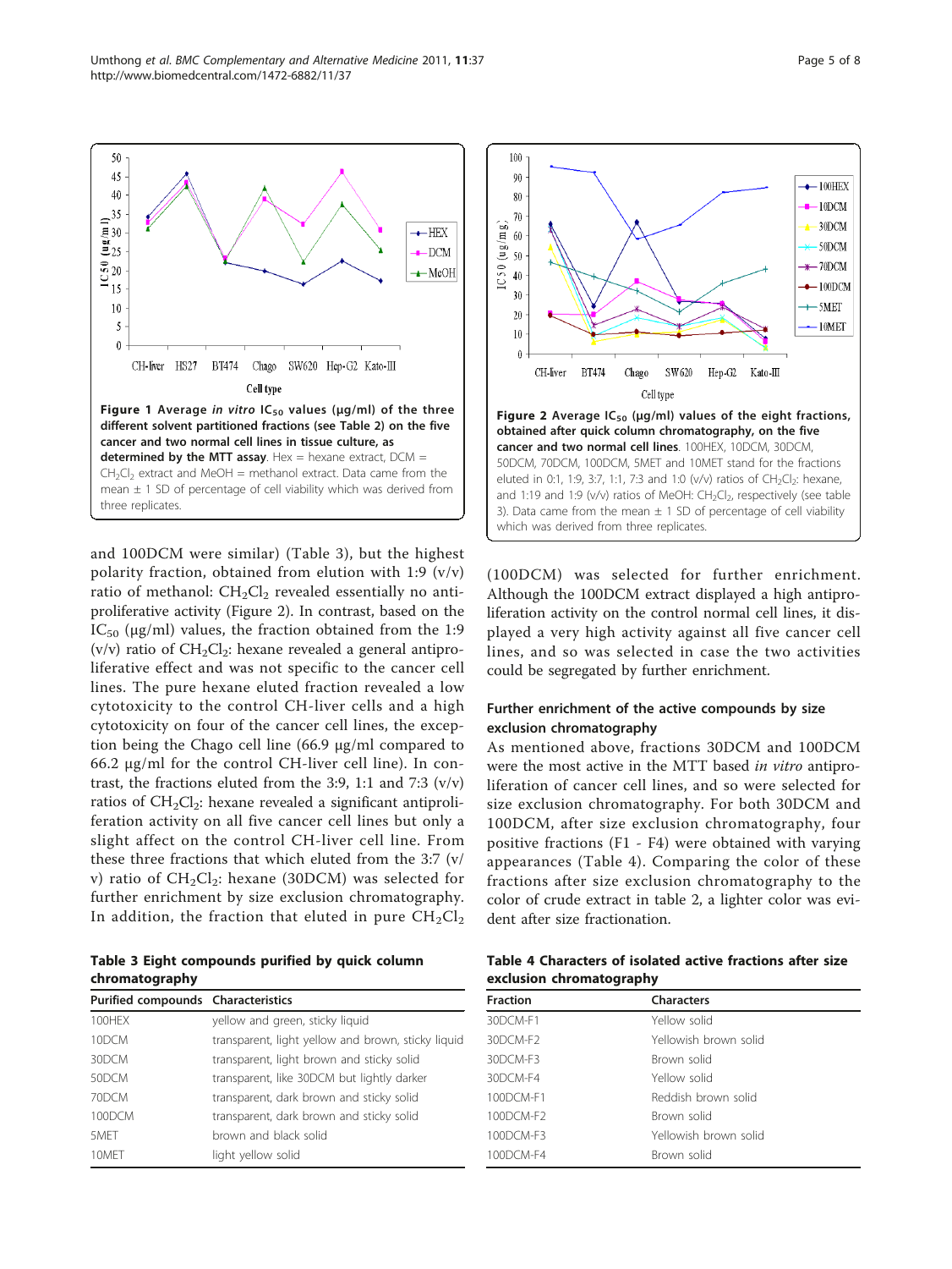Figure 1 Average *in vitro* $IC_{50}$ values (μg/ml) of the three different solvent partitioned fractions (see Table 2) on the five cancer and two normal cell lines in tissue culture, as determined by the MTT assay. Hex = hexane extract, DCM = $CH_2Cl_2$ extract and MeOH = methanol extract. Data came from the mean ± 1 SD of percentage of cell viability which was derived from three replicates.

Figure 2 Average $IC_{50}$ (μg/ml) values of the eight fractions, obtained after quick column chromatography, on the five cancer and two normal cell lines. 100HEX, 10DCM, 30DCM, 50DCM, 70DCM, 100DCM, 5MET and 10MET stand for the fractions eluted in 0:1, 1:9, 3:7, 1:1, 7:3 and 1:0 (v/v) ratios of $CH_2Cl_2$: hexane, and 1:19 and 1:9 (v/v) ratios of MeOH: $CH_2Cl_2$, respectively (see table 3). Data came from the mean ± 1 SD of percentage of cell viability which was derived from three replicates.

and 100DCM were similar) (Table 3), but the highest polarity fraction, obtained from elution with 1:9 (v/v) ratio of methanol: $CH_2Cl_2$ revealed essentially no antiproliferative activity (Figure 2). In contrast, based on the $IC_{50}$ (μg/ml) values, the fraction obtained from the 1:9 (v/v) ratio of $CH_2Cl_2$: hexane revealed a general antiproliferative effect and was not specific to the cancer cell lines. The pure hexane eluted fraction revealed a low cytotoxicity to the control CH-liver cells and a high cytotoxicity on four of the cancer cell lines, the exception being the Chago cell line (66.9 μg/ml compared to 66.2 μg/ml for the control CH-liver cell line). In contrast, the fractions eluted from the 3:9, 1:1 and 7:3 (v/v) ratios of $CH_2Cl_2$: hexane revealed a significant antiproliferation activity on all five cancer cell lines but only a slight affect on the control CH-liver cell line. From these three fractions that which eluted from the 3:7 (v/v) ratio of $CH_2Cl_2$: hexane (30DCM) was selected for further enrichment by size exclusion chromatography. In addition, the fraction that eluted in pure $CH_2Cl_2$ (100DCM) was selected for further enrichment. Although the 100DCM extract displayed a high antiproliferation activity on the control normal cell lines, it displayed a very high activity against all five cancer cell lines, and so was selected in case the two activities could be segregated by further enrichment.

**Table 3 Eight compounds purified by quick column chromatography**

| Purified compounds | Characteristics |
|---|---|
| 100HEX | yellow and green, sticky liquid |
| 10DCM | transparent, light yellow and brown, sticky liquid |
| 30DCM | transparent, light brown and sticky solid |
| 50DCM | transparent, like 30DCM but lightly darker |
| 70DCM | transparent, dark brown and sticky solid |
| 100DCM | transparent, dark brown and sticky solid |
| 5MET | brown and black solid |
| 10MET | light yellow solid |

## Further enrichment of the active compounds by size exclusion chromatography

As mentioned above, fractions 30DCM and 100DCM were the most active in the MTT based *in vitro* antiproliferation of cancer cell lines, and so were selected for size exclusion chromatography. For both 30DCM and 100DCM, after size exclusion chromatography, four positive fractions (F1 - F4) were obtained with varying appearances (Table 4). Comparing the color of these fractions after size exclusion chromatography to the color of crude extract in table 2, a lighter color was evident after size fractionation.

**Table 4 Characters of isolated active fractions after size exclusion chromatography**

| Fraction | Characters |
|---|---|
| 30DCM-F1 | Yellow solid |
| 30DCM-F2 | Yellowish brown solid |
| 30DCM-F3 | Brown solid |
| 30DCM-F4 | Yellow solid |
| 100DCM-F1 | Reddish brown solid |
| 100DCM-F2 | Brown solid |
| 100DCM-F3 | Yellowish brown solid |
| 100DCM-F4 | Brown solid |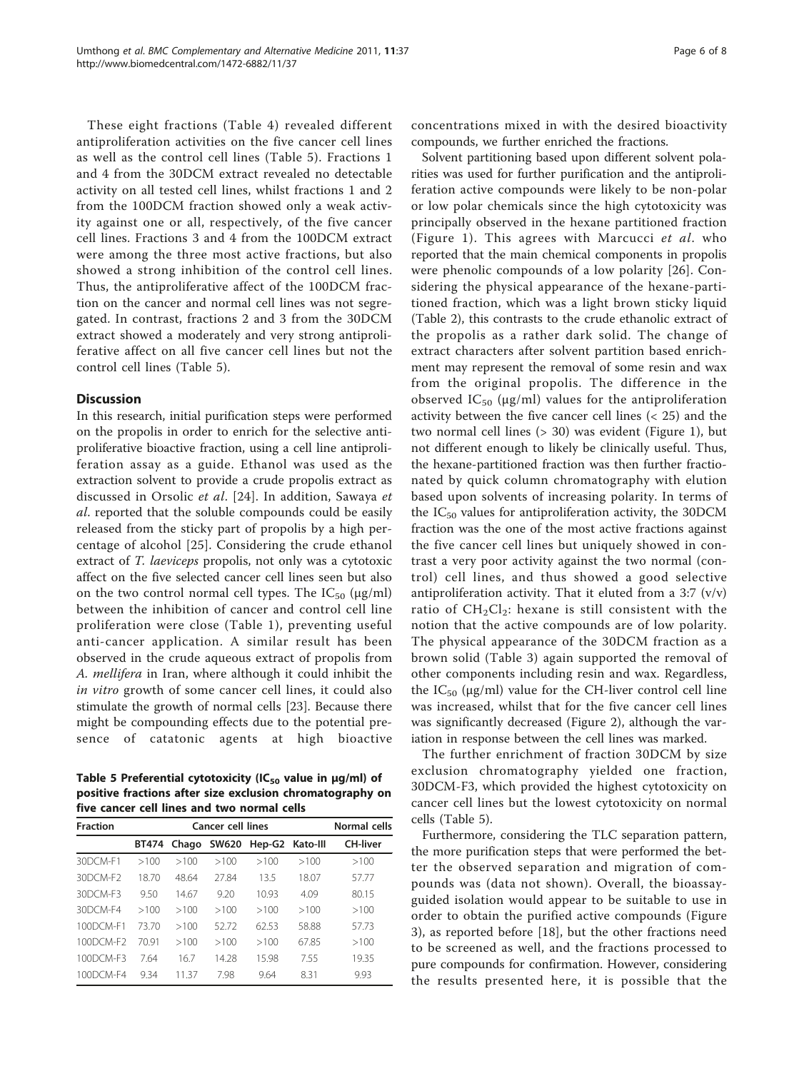These eight fractions (Table 4) revealed different antiproliferation activities on the five cancer cell lines as well as the control cell lines (Table 5). Fractions 1 and 4 from the 30DCM extract revealed no detectable activity on all tested cell lines, whilst fractions 1 and 2 from the 100DCM fraction showed only a weak activity against one or all, respectively, of the five cancer cell lines. Fractions 3 and 4 from the 100DCM extract were among the three most active fractions, but also showed a strong inhibition of the control cell lines. Thus, the antiproliferative affect of the 100DCM fraction on the cancer and normal cell lines was not segregated. In contrast, fractions 2 and 3 from the 30DCM extract showed a moderately and very strong antiproliferative affect on all five cancer cell lines but not the control cell lines (Table 5).

## Discussion

In this research, initial purification steps were performed on the propolis in order to enrich for the selective antiproliferative bioactive fraction, using a cell line antiproliferation assay as a guide. Ethanol was used as the extraction solvent to provide a crude propolis extract as discussed in Orsolic *et al*. [24]. In addition, Sawaya *et al*. reported that the soluble compounds could be easily released from the sticky part of propolis by a high percentage of alcohol [25]. Considering the crude ethanol extract of *T. laeviceps* propolis, not only was a cytotoxic affect on the five selected cancer cell lines seen but also on the two control normal cell types. The $IC_{50}$ (μg/ml) between the inhibition of cancer and control cell line proliferation were close (Table 1), preventing useful anti-cancer application. A similar result has been observed in the crude aqueous extract of propolis from *A. mellifera* in Iran, where although it could inhibit the *in vitro* growth of some cancer cell lines, it could also stimulate the growth of normal cells [23]. Because there might be compounding effects due to the potential presence of catatonic agents at high bioactive concentrations mixed in with the desired bioactivity compounds, we further enriched the fractions.

Solvent partitioning based upon different solvent polarities was used for further purification and the antiproliferation active compounds were likely to be non-polar or low polar chemicals since the high cytotoxicity was principally observed in the hexane partitioned fraction (Figure 1). This agrees with Marcucci *et al*. who reported that the main chemical components in propolis were phenolic compounds of a low polarity [26]. Considering the physical appearance of the hexane-partitioned fraction, which was a light brown sticky liquid (Table 2), this contrasts to the crude ethanolic extract of the propolis as a rather dark solid. The change of extract characters after solvent partition based enrichment may represent the removal of some resin and wax from the original propolis. The difference in the observed $IC_{50}$ (μg/ml) values for the antiproliferation activity between the five cancer cell lines (< 25) and the two normal cell lines (> 30) was evident (Figure 1), but not different enough to likely be clinically useful. Thus, the hexane-partitioned fraction was then further fractionated by quick column chromatography with elution based upon solvents of increasing polarity. In terms of the $IC_{50}$ values for antiproliferation activity, the 30DCM fraction was the one of the most active fractions against the five cancer cell lines but uniquely showed in contrast a very poor activity against the two normal (control) cell lines, and thus showed a good selective antiproliferation activity. That it eluted from a 3:7 (v/v) ratio of $CH_2Cl_2$: hexane is still consistent with the notion that the active compounds are of low polarity. The physical appearance of the 30DCM fraction as a brown solid (Table 3) again supported the removal of other components including resin and wax. Regardless, the $IC_{50}$ (μg/ml) value for the CH-liver control cell line was increased, whilst that for the five cancer cell lines was significantly decreased (Figure 2), although the variation in response between the cell lines was marked.

The further enrichment of fraction 30DCM by size exclusion chromatography yielded one fraction, 30DCM-F3, which provided the highest cytotoxicity on cancer cell lines but the lowest cytotoxicity on normal cells (Table 5).

Furthermore, considering the TLC separation pattern, the more purification steps that were performed the better the observed separation and migration of compounds was (data not shown). Overall, the bioassay-guided isolation would appear to be suitable to use in order to obtain the purified active compounds (Figure 3), as reported before [18], but the other fractions need to be screened as well, and the fractions processed to pure compounds for confirmation. However, considering the results presented here, it is possible that the

**Table 5 Preferential cytotoxicity ($IC_{50}$ value in μg/ml) of positive fractions after size exclusion chromatography on five cancer cell lines and two normal cells**

| Fraction | Cancer cell lines | | | | | Normal cells |
|---|---|---|---|---|---|---|
| | BT474 | Chago | SW620 | Hep-G2 | Kato-III | CH-liver |
| 30DCM-F1 | >100 | >100 | >100 | >100 | >100 | >100 |
| 30DCM-F2 | 18.70 | 48.64 | 27.84 | 13.5 | 18.07 | 57.77 |
| 30DCM-F3 | 9.50 | 14.67 | 9.20 | 10.93 | 4.09 | 80.15 |
| 30DCM-F4 | >100 | >100 | >100 | >100 | >100 | >100 |
| 100DCM-F1 | 73.70 | >100 | 52.72 | 62.53 | 58.88 | 57.73 |
| 100DCM-F2 | 70.91 | >100 | >100 | >100 | 67.85 | >100 |
| 100DCM-F3 | 7.64 | 16.7 | 14.28 | 15.98 | 7.55 | 19.35 |
| 100DCM-F4 | 9.34 | 11.37 | 7.98 | 9.64 | 8.31 | 9.93 |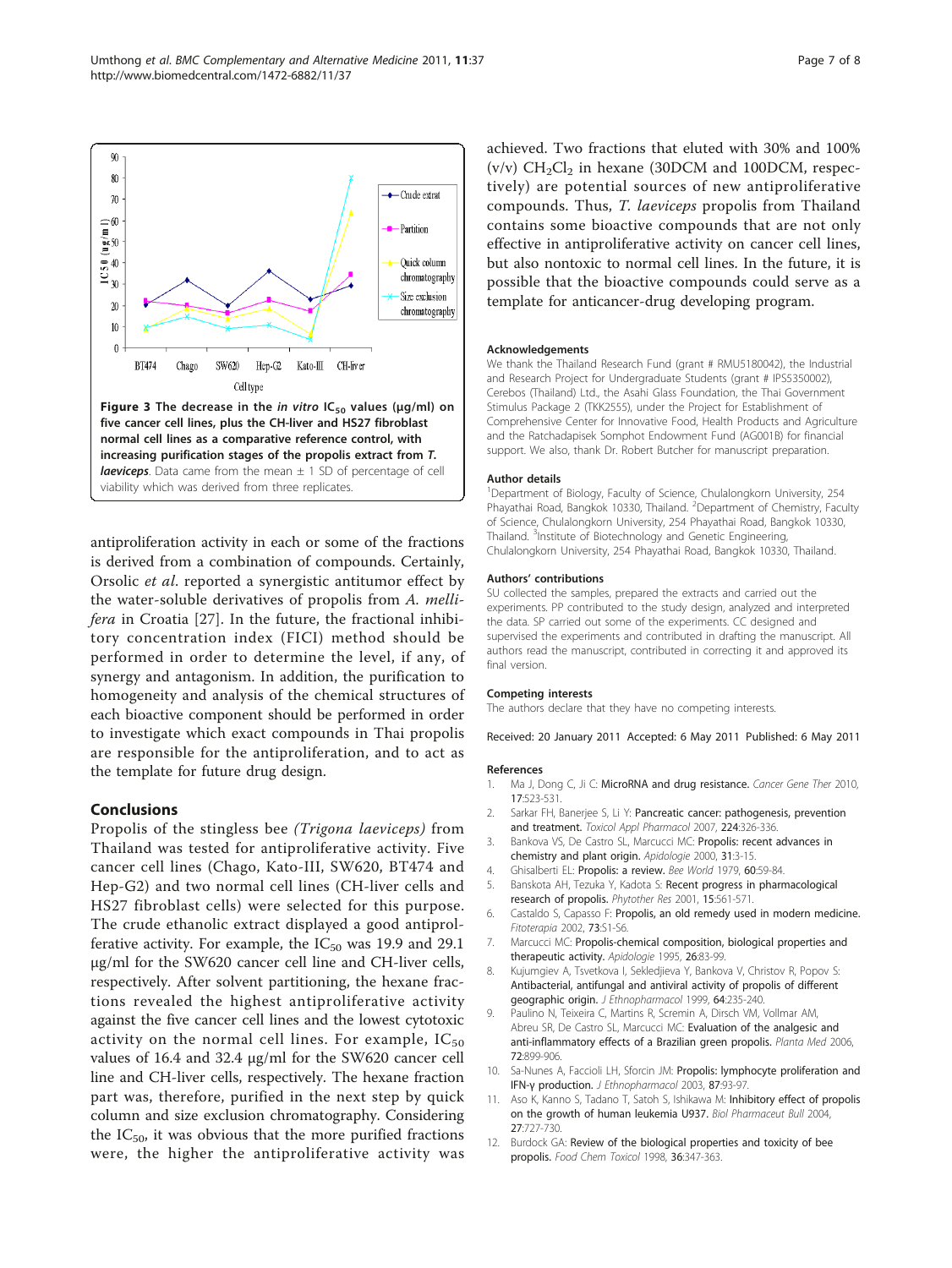Figure 3 The decrease in the *in vitro* $IC_{50}$ values (μg/ml) on five cancer cell lines, plus the CH-liver and HS27 fibroblast normal cell lines as a comparative reference control, with increasing purification stages of the propolis extract from *T. laeviceps*. Data came from the mean ± 1 SD of percentage of cell viability which was derived from three replicates.

antiproliferation activity in each or some of the fractions is derived from a combination of compounds. Certainly, Orsolic *et al*. reported a synergistic antitumor effect by the water-soluble derivatives of propolis from *A. mellifera* in Croatia [27]. In the future, the fractional inhibitory concentration index (FICI) method should be performed in order to determine the level, if any, of synergy and antagonism. In addition, the purification to homogeneity and analysis of the chemical structures of each bioactive component should be performed in order to investigate which exact compounds in Thai propolis are responsible for the antiproliferation, and to act as the template for future drug design.

## Conclusions

Propolis of the stingless bee *(Trigona laeviceps)* from Thailand was tested for antiproliferative activity. Five cancer cell lines (Chago, Kato-III, SW620, BT474 and Hep-G2) and two normal cell lines (CH-liver cells and HS27 fibroblast cells) were selected for this purpose. The crude ethanolic extract displayed a good antiproliferative activity. For example, the $IC_{50}$ was 19.9 and 29.1 μg/ml for the SW620 cancer cell line and CH-liver cells, respectively. After solvent partitioning, the hexane fractions revealed the highest antiproliferative activity against the five cancer cell lines and the lowest cytotoxic activity on the normal cell lines. For example, $IC_{50}$ values of 16.4 and 32.4 μg/ml for the SW620 cancer cell line and CH-liver cells, respectively. The hexane fraction part was, therefore, purified in the next step by quick column and size exclusion chromatography. Considering the $IC_{50}$, it was obvious that the more purified fractions were, the higher the antiproliferative activity was achieved. Two fractions that eluted with 30% and 100% (v/v) $CH_2Cl_2$ in hexane (30DCM and 100DCM, respectively) are potential sources of new antiproliferative compounds. Thus, *T. laeviceps* propolis from Thailand contains some bioactive compounds that are not only effective in antiproliferative activity on cancer cell lines, but also nontoxic to normal cell lines. In the future, it is possible that the bioactive compounds could serve as a template for anticancer-drug developing program.

#### Acknowledgements

We thank the Thailand Research Fund (grant # RMU5180042), the Industrial and Research Project for Undergraduate Students (grant # IPS5350002), Cerebos (Thailand) Ltd., the Asahi Glass Foundation, the Thai Government Stimulus Package 2 (TKK2555), under the Project for Establishment of Comprehensive Center for Innovative Food, Health Products and Agriculture and the Ratchadapisek Somphot Endowment Fund (AG001B) for financial support. We also, thank Dr. Robert Butcher for manuscript preparation.

#### Author details

[1]Department of Biology, Faculty of Science, Chulalongkorn University, 254 Phayathai Road, Bangkok 10330, Thailand. [2]Department of Chemistry, Faculty of Science, Chulalongkorn University, 254 Phayathai Road, Bangkok 10330, Thailand. [3]Institute of Biotechnology and Genetic Engineering, Chulalongkorn University, 254 Phayathai Road, Bangkok 10330, Thailand.

#### Authors' contributions

SU collected the samples, prepared the extracts and carried out the experiments. PP contributed to the study design, analyzed and interpreted the data. SP carried out some of the experiments. CC designed and supervised the experiments and contributed in drafting the manuscript. All authors read the manuscript, contributed in correcting it and approved its final version.

#### Competing interests

The authors declare that they have no competing interests.

Received: 20 January 2011 Accepted: 6 May 2011 Published: 6 May 2011

#### References

1. Ma J, Dong C, Ji C: **MicroRNA and drug resistance.** *Cancer Gene Ther* 2010, **17**:523-531.
2. Sarkar FH, Banerjee S, Li Y: **Pancreatic cancer: pathogenesis, prevention and treatment.** *Toxicol Appl Pharmacol* 2007, **224**:326-336.
3. Bankova VS, De Castro SL, Marcucci MC: **Propolis: recent advances in chemistry and plant origin.** *Apidologie* 2000, **31**:3-15.
4. Ghisalberti EL: **Propolis: a review.** *Bee World* 1979, **60**:59-84.
5. Banskota AH, Tezuka Y, Kadota S: **Recent progress in pharmacological research of propolis.** *Phytother Res* 2001, **15**:561-571.
6. Castaldo S, Capasso F: **Propolis, an old remedy used in modern medicine.** *Fitoterapia* 2002, **73**:S1-S6.
7. Marcucci MC: **Propolis-chemical composition, biological properties and therapeutic activity.** *Apidologie* 1995, **26**:83-99.
8. Kujumgiev A, Tsvetkova I, Sekledjieva Y, Bankova V, Christov R, Popov S: **Antibacterial, antifungal and antiviral activity of propolis of different geographic origin.** *J Ethnopharmacol* 1999, **64**:235-240.
9. Paulino N, Teixeira C, Martins R, Scremin A, Dirsch VM, Vollmar AM, Abreu SR, De Castro SL, Marcucci MC: **Evaluation of the analgesic and anti-inflammatory effects of a Brazilian green propolis.** *Planta Med* 2006, **72**:899-906.
10. Sa-Nunes A, Faccioli LH, Sforcin JM: **Propolis: lymphocyte proliferation and IFN-γ production.** *J Ethnopharmacol* 2003, **87**:93-97.
11. Aso K, Kanno S, Tadano T, Satoh S, Ishikawa M: **Inhibitory effect of propolis on the growth of human leukemia U937.** *Biol Pharmaceut Bull* 2004, **27**:727-730.
12. Burdock GA: **Review of the biological properties and toxicity of bee propolis.** *Food Chem Toxicol* 1998, **36**:347-363.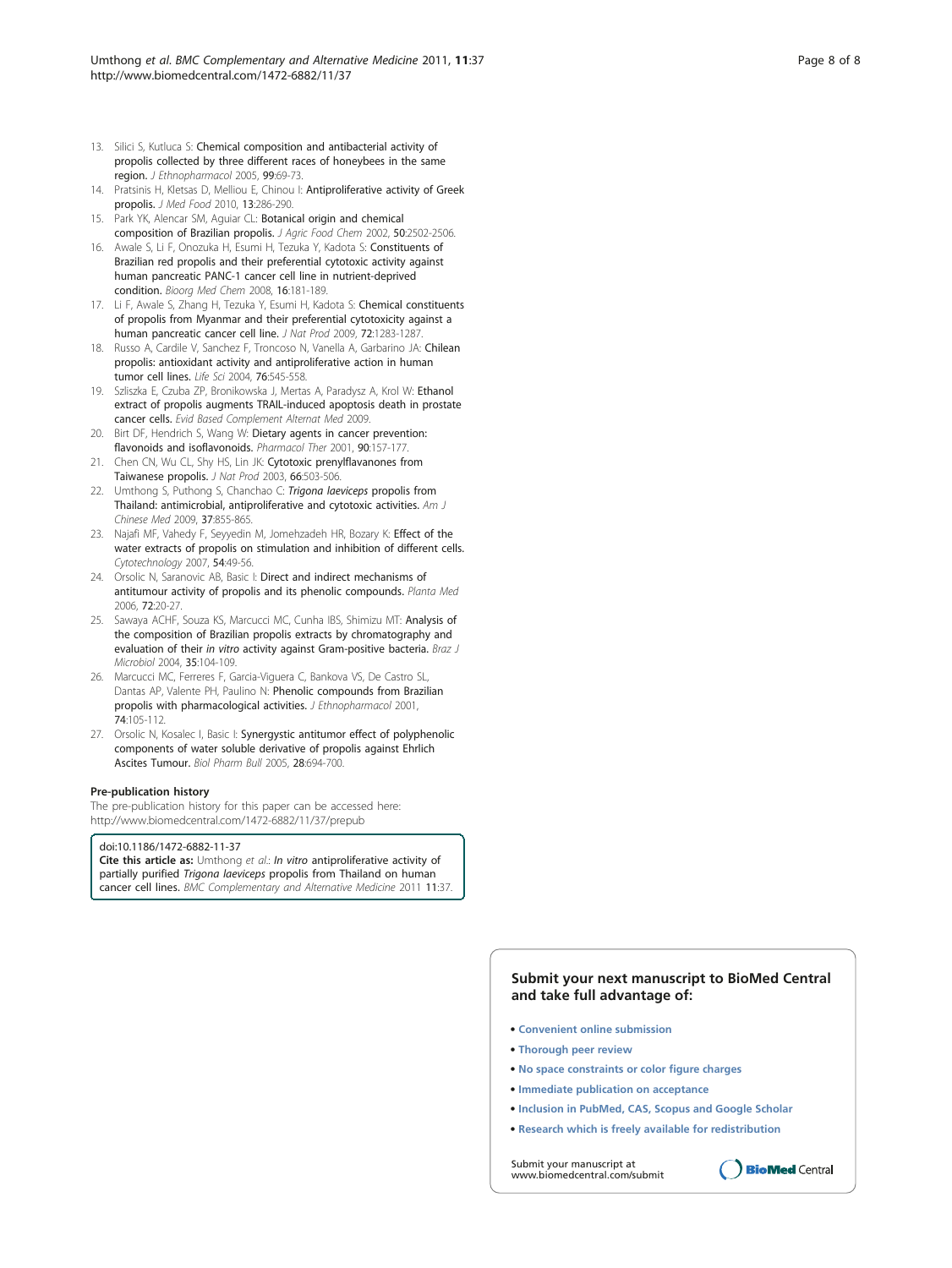13. Silici S, Kutluca S: **Chemical composition and antibacterial activity of propolis collected by three different races of honeybees in the same region.** *J Ethnopharmacol* 2005, **99**:69-73.
14. Pratsinis H, Kletsas D, Melliou E, Chinou I: **Antiproliferative activity of Greek propolis.** *J Med Food* 2010, **13**:286-290.
15. Park YK, Alencar SM, Aguiar CL: **Botanical origin and chemical composition of Brazilian propolis.** *J Agric Food Chem* 2002, **50**:2502-2506.
16. Awale S, Li F, Onozuka H, Esumi H, Tezuka Y, Kadota S: **Constituents of Brazilian red propolis and their preferential cytotoxic activity against human pancreatic PANC-1 cancer cell line in nutrient-deprived condition.** *Bioorg Med Chem* 2008, **16**:181-189.
17. Li F, Awale S, Zhang H, Tezuka Y, Esumi H, Kadota S: **Chemical constituents of propolis from Myanmar and their preferential cytotoxicity against a human pancreatic cancer cell line.** *J Nat Prod* 2009, **72**:1283-1287.
18. Russo A, Cardile V, Sanchez F, Troncoso N, Vanella A, Garbarino JA: **Chilean propolis: antioxidant activity and antiproliferative action in human tumor cell lines.** *Life Sci* 2004, **76**:545-558.
19. Szliszka E, Czuba ZP, Bronikowska J, Mertas A, Paradysz A, Krol W: **Ethanol extract of propolis augments TRAIL-induced apoptosis death in prostate cancer cells.** *Evid Based Complement Alternat Med* 2009.
20. Birt DF, Hendrich S, Wang W: **Dietary agents in cancer prevention: flavonoids and isoflavonoids.** *Pharmacol Ther* 2001, **90**:157-177.
21. Chen CN, Wu CL, Shy HS, Lin JK: **Cytotoxic prenylflavanones from Taiwanese propolis.** *J Nat Prod* 2003, **66**:503-506.
22. Umthong S, Puthong S, Chanchao C: ***Trigona laeviceps* propolis from Thailand: antimicrobial, antiproliferative and cytotoxic activities.** *Am J Chinese Med* 2009, **37**:855-865.
23. Najafi MF, Vahedy F, Seyyedin M, Jomehzadeh HR, Bozary K: **Effect of the water extracts of propolis on stimulation and inhibition of different cells.** *Cytotechnology* 2007, **54**:49-56.
24. Orsolic N, Saranovic AB, Basic I: **Direct and indirect mechanisms of antitumour activity of propolis and its phenolic compounds.** *Planta Med* 2006, **72**:20-27.
25. Sawaya ACHF, Souza KS, Marcucci MC, Cunha IBS, Shimizu MT: **Analysis of the composition of Brazilian propolis extracts by chromatography and evaluation of their *in vitro* activity against Gram-positive bacteria.** *Braz J Microbiol* 2004, **35**:104-109.
26. Marcucci MC, Ferreres F, Garcia-Viguera C, Bankova VS, De Castro SL, Dantas AP, Valente PH, Paulino N: **Phenolic compounds from Brazilian propolis with pharmacological activities.** *J Ethnopharmacol* 2001, **74**:105-112.
27. Orsolic N, Kosalec I, Basic I: **Synergystic antitumor effect of polyphenolic components of water soluble derivative of propolis against Ehrlich Ascites Tumour.** *Biol Pharm Bull* 2005, **28**:694-700.

**Pre-publication history**

The pre-publication history for this paper can be accessed here:
http://www.biomedcentral.com/1472-6882/11/37/prepub

doi:10.1186/1472-6882-11-37

**Cite this article as:** Umthong *et al.*: *In vitro* antiproliferative activity of partially purified *Trigona laeviceps* propolis from Thailand on human cancer cell lines. *BMC Complementary and Alternative Medicine* 2011 **11**:37.

**Submit your next manuscript to BioMed Central and take full advantage of:**

- Convenient online submission
- Thorough peer review
- No space constraints or color figure charges
- Immediate publication on acceptance
- Inclusion in PubMed, CAS, Scopus and Google Scholar
- Research which is freely available for redistribution

Submit your manuscript at
www.biomedcentral.com/submit

BioMed Central